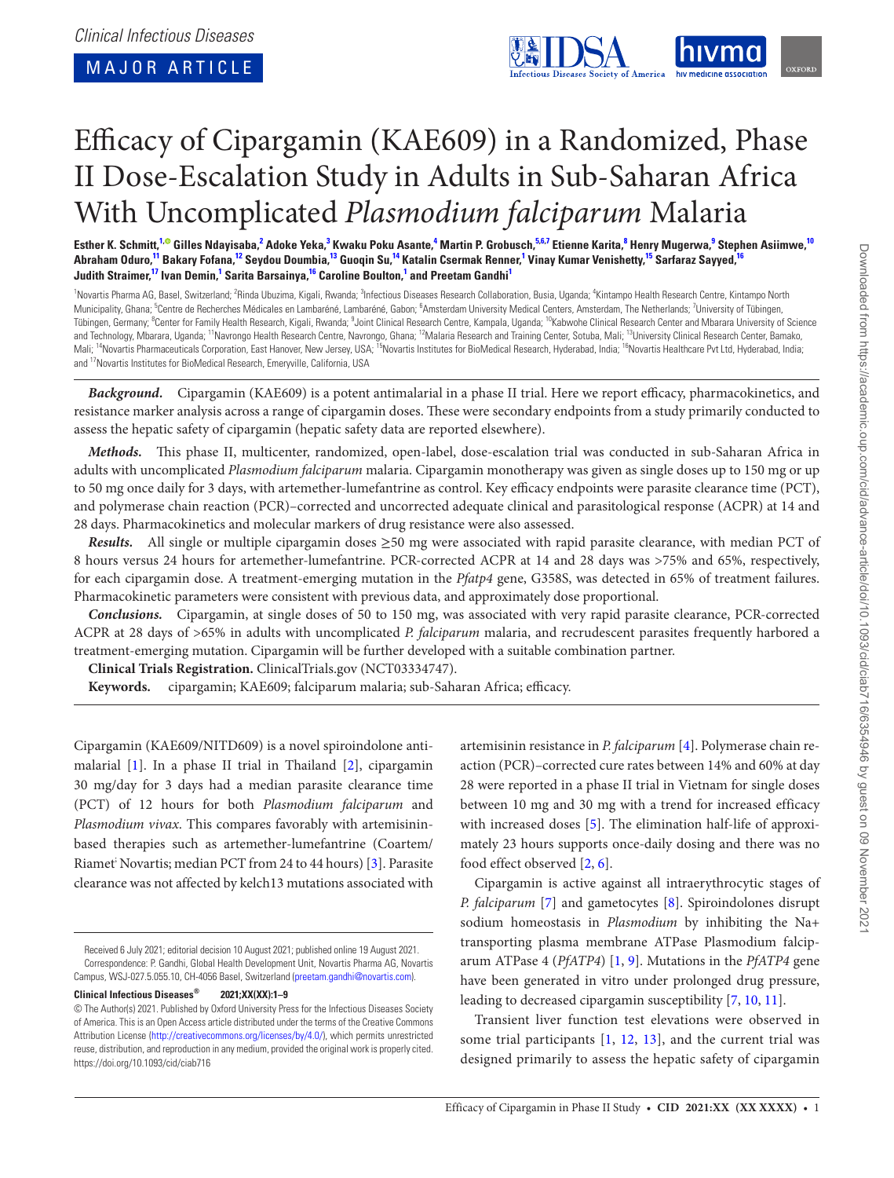MAJOR ARTICLE

# Efficacy of Cipargamin (KAE609) in a Randomized, Phase II Dose-Escalation Study in Adults in Sub-Saharan Africa With Uncomplicated *Plasmodium falciparum* Malaria

**Esther K. Schmitt,[1] Gilles Ndayisaba,[2] Adoke Yeka,[3] Kwaku Poku Asante,[4] Martin P. Grobusch,[5,6,7] Etienne Karita,[8] Henry Mugerwa,[9] Stephen Asiimwe,[10] Abraham Oduro,[11] Bakary Fofana,[12] Seydou Doumbia,[13] Guoqin Su,[14] Katalin Csermak Renner,[1] Vinay Kumar Venishetty,[15] Sarfaraz Sayyed,[16] Judith Straimer,[17] Ivan Demin,[1] Sarita Barsainya,[16] Caroline Boulton,[1] and Preetam Gandhi[1]**

[1]Novartis Pharma AG, Basel, Switzerland; [2]Rinda Ubuzima, Kigali, Rwanda; [3]Infectious Diseases Research Collaboration, Busia, Uganda; [4]Kintampo Health Research Centre, Kintampo North Municipality, Ghana; [5]Centre de Recherches Médicales en Lambaréné, Lambaréné, Gabon; [6]Amsterdam University Medical Centers, Amsterdam, The Netherlands; [7]University of Tübingen, Tübingen, Germany; [8]Center for Family Health Research, Kigali, Rwanda; [9]Joint Clinical Research Centre, Kampala, Uganda; [10]Kabwohe Clinical Research Center and Mbarara University of Science and Technology, Mbarara, Uganda; [11]Navrongo Health Research Centre, Navrongo, Ghana; [12]Malaria Research and Training Center, Sotuba, Mali; [13]University Clinical Research Center, Bamako, Mali; [14]Novartis Pharmaceuticals Corporation, East Hanover, New Jersey, USA; [15]Novartis Institutes for BioMedical Research, Hyderabad, India; [16]Novartis Healthcare Pvt Ltd, Hyderabad, India; and [17]Novartis Institutes for BioMedical Research, Emeryville, California, USA

***Background.*** Cipargamin (KAE609) is a potent antimalarial in a phase II trial. Here we report efficacy, pharmacokinetics, and resistance marker analysis across a range of cipargamin doses. These were secondary endpoints from a study primarily conducted to assess the hepatic safety of cipargamin (hepatic safety data are reported elsewhere).

***Methods.*** This phase II, multicenter, randomized, open-label, dose-escalation trial was conducted in sub-Saharan Africa in adults with uncomplicated *Plasmodium falciparum* malaria. Cipargamin monotherapy was given as single doses up to 150 mg or up to 50 mg once daily for 3 days, with artemether-lumefantrine as control. Key efficacy endpoints were parasite clearance time (PCT), and polymerase chain reaction (PCR)–corrected and uncorrected adequate clinical and parasitological response (ACPR) at 14 and 28 days. Pharmacokinetics and molecular markers of drug resistance were also assessed.

***Results.*** All single or multiple cipargamin doses ≥50 mg were associated with rapid parasite clearance, with median PCT of 8 hours versus 24 hours for artemether-lumefantrine. PCR-corrected ACPR at 14 and 28 days was >75% and 65%, respectively, for each cipargamin dose. A treatment-emerging mutation in the *Pfatp4* gene, G358S, was detected in 65% of treatment failures. Pharmacokinetic parameters were consistent with previous data, and approximately dose proportional.

***Conclusions.*** Cipargamin, at single doses of 50 to 150 mg, was associated with very rapid parasite clearance, PCR-corrected ACPR at 28 days of >65% in adults with uncomplicated *P. falciparum* malaria, and recrudescent parasites frequently harbored a treatment-emerging mutation. Cipargamin will be further developed with a suitable combination partner.

**Clinical Trials Registration.** ClinicalTrials.gov (NCT03334747).

**Keywords.** cipargamin; KAE609; falciparum malaria; sub-Saharan Africa; efficacy.

Cipargamin (KAE609/NITD609) is a novel spiroindolone antimalarial [1]. In a phase II trial in Thailand [2], cipargamin 30 mg/day for 3 days had a median parasite clearance time (PCT) of 12 hours for both *Plasmodium falciparum* and *Plasmodium vivax*. This compares favorably with artemisinin-based therapies such as artemether-lumefantrine (Coartem/Riamet; Novartis; median PCT from 24 to 44 hours) [3]. Parasite clearance was not affected by kelch13 mutations associated with artemisinin resistance in *P. falciparum* [4]. Polymerase chain reaction (PCR)–corrected cure rates between 14% and 60% at day 28 were reported in a phase II trial in Vietnam for single doses between 10 mg and 30 mg with a trend for increased efficacy with increased doses [5]. The elimination half-life of approximately 23 hours supports once-daily dosing and there was no food effect observed [2, 6].

Cipargamin is active against all intraerythrocytic stages of *P. falciparum* [7] and gametocytes [8]. Spiroindolones disrupt sodium homeostasis in *Plasmodium* by inhibiting the Na+ transporting plasma membrane ATPase Plasmodium falciparum ATPase 4 (*PfATP4*) [1, 9]. Mutations in the *PfATP4* gene have been generated in vitro under prolonged drug pressure, leading to decreased cipargamin susceptibility [7, 10, 11].

Transient liver function test elevations were observed in some trial participants [1, 12, 13], and the current trial was designed primarily to assess the hepatic safety of cipargamin

Received 6 July 2021; editorial decision 10 August 2021; published online 19 August 2021.

Correspondence: P. Gandhi, Global Health Development Unit, Novartis Pharma AG, Novartis Campus, WSJ-027.5.055.10, CH-4056 Basel, Switzerland (preetam.gandhi@novartis.com).

**Clinical Infectious Diseases® 2021;XX(XX):1–9**

© The Author(s) 2021. Published by Oxford University Press for the Infectious Diseases Society of America. This is an Open Access article distributed under the terms of the Creative Commons Attribution License (http://creativecommons.org/licenses/by/4.0/), which permits unrestricted reuse, distribution, and reproduction in any medium, provided the original work is properly cited.
https://doi.org/10.1093/cid/ciab716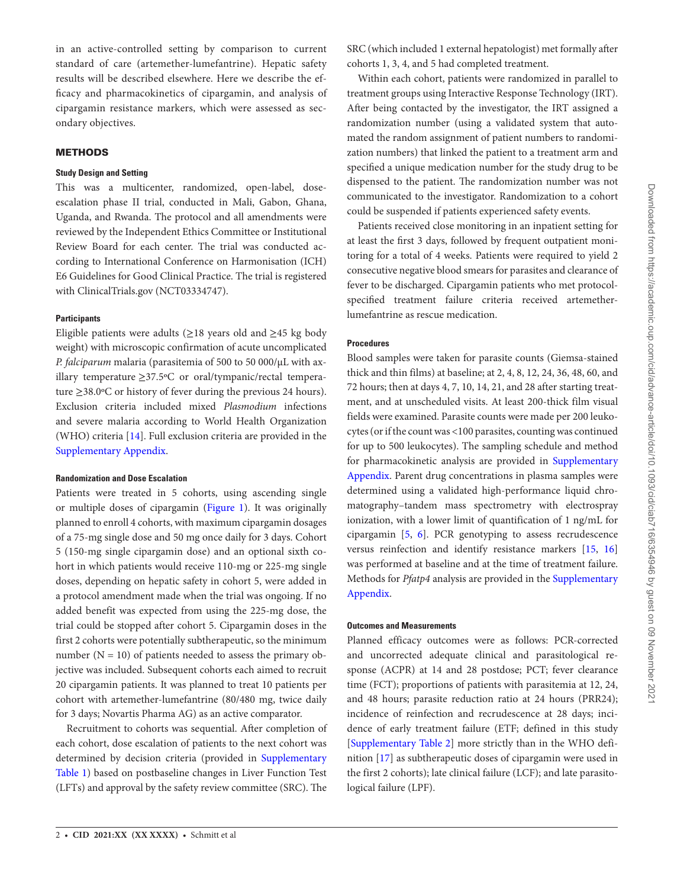in an active-controlled setting by comparison to current standard of care (artemether-lumefantrine). Hepatic safety results will be described elsewhere. Here we describe the efficacy and pharmacokinetics of cipargamin, and analysis of cipargamin resistance markers, which were assessed as secondary objectives.

## METHODS

### Study Design and Setting

This was a multicenter, randomized, open-label, dose-escalation phase II trial, conducted in Mali, Gabon, Ghana, Uganda, and Rwanda. The protocol and all amendments were reviewed by the Independent Ethics Committee or Institutional Review Board for each center. The trial was conducted according to International Conference on Harmonisation (ICH) E6 Guidelines for Good Clinical Practice. The trial is registered with ClinicalTrials.gov (NCT03334747).

### Participants

Eligible patients were adults (≥18 years old and ≥45 kg body weight) with microscopic confirmation of acute uncomplicated *P. falciparum* malaria (parasitemia of 500 to 50 000/μL with axillary temperature ≥37.5ºC or oral/tympanic/rectal temperature ≥38.0ºC or history of fever during the previous 24 hours). Exclusion criteria included mixed *Plasmodium* infections and severe malaria according to World Health Organization (WHO) criteria [14]. Full exclusion criteria are provided in the Supplementary Appendix.

### Randomization and Dose Escalation

Patients were treated in 5 cohorts, using ascending single or multiple doses of cipargamin (Figure 1). It was originally planned to enroll 4 cohorts, with maximum cipargamin dosages of a 75-mg single dose and 50 mg once daily for 3 days. Cohort 5 (150-mg single cipargamin dose) and an optional sixth cohort in which patients would receive 110-mg or 225-mg single doses, depending on hepatic safety in cohort 5, were added in a protocol amendment made when the trial was ongoing. If no added benefit was expected from using the 225-mg dose, the trial could be stopped after cohort 5. Cipargamin doses in the first 2 cohorts were potentially subtherapeutic, so the minimum number (N = 10) of patients needed to assess the primary objective was included. Subsequent cohorts each aimed to recruit 20 cipargamin patients. It was planned to treat 10 patients per cohort with artemether-lumefantrine (80/480 mg, twice daily for 3 days; Novartis Pharma AG) as an active comparator.

Recruitment to cohorts was sequential. After completion of each cohort, dose escalation of patients to the next cohort was determined by decision criteria (provided in Supplementary Table 1) based on postbaseline changes in Liver Function Test (LFTs) and approval by the safety review committee (SRC). The SRC (which included 1 external hepatologist) met formally after cohorts 1, 3, 4, and 5 had completed treatment.

Within each cohort, patients were randomized in parallel to treatment groups using Interactive Response Technology (IRT). After being contacted by the investigator, the IRT assigned a randomization number (using a validated system that automated the random assignment of patient numbers to randomization numbers) that linked the patient to a treatment arm and specified a unique medication number for the study drug to be dispensed to the patient. The randomization number was not communicated to the investigator. Randomization to a cohort could be suspended if patients experienced safety events.

Patients received close monitoring in an inpatient setting for at least the first 3 days, followed by frequent outpatient monitoring for a total of 4 weeks. Patients were required to yield 2 consecutive negative blood smears for parasites and clearance of fever to be discharged. Cipargamin patients who met protocol-specified treatment failure criteria received artemether-lumefantrine as rescue medication.

### Procedures

Blood samples were taken for parasite counts (Giemsa-stained thick and thin films) at baseline; at 2, 4, 8, 12, 24, 36, 48, 60, and 72 hours; then at days 4, 7, 10, 14, 21, and 28 after starting treatment, and at unscheduled visits. At least 200-thick film visual fields were examined. Parasite counts were made per 200 leukocytes (or if the count was <100 parasites, counting was continued for up to 500 leukocytes). The sampling schedule and method for pharmacokinetic analysis are provided in Supplementary Appendix. Parent drug concentrations in plasma samples were determined using a validated high-performance liquid chromatography–tandem mass spectrometry with electrospray ionization, with a lower limit of quantification of 1 ng/mL for cipargamin [5, 6]. PCR genotyping to assess recrudescence versus reinfection and identify resistance markers [15, 16] was performed at baseline and at the time of treatment failure. Methods for *Pfatp4* analysis are provided in the Supplementary Appendix.

### Outcomes and Measurements

Planned efficacy outcomes were as follows: PCR-corrected and uncorrected adequate clinical and parasitological response (ACPR) at 14 and 28 postdose; PCT; fever clearance time (FCT); proportions of patients with parasitemia at 12, 24, and 48 hours; parasite reduction ratio at 24 hours (PRR24); incidence of reinfection and recrudescence at 28 days; incidence of early treatment failure (ETF; defined in this study [Supplementary Table 2] more strictly than in the WHO definition [17] as subtherapeutic doses of cipargamin were used in the first 2 cohorts); late clinical failure (LCF); and late parasitological failure (LPF).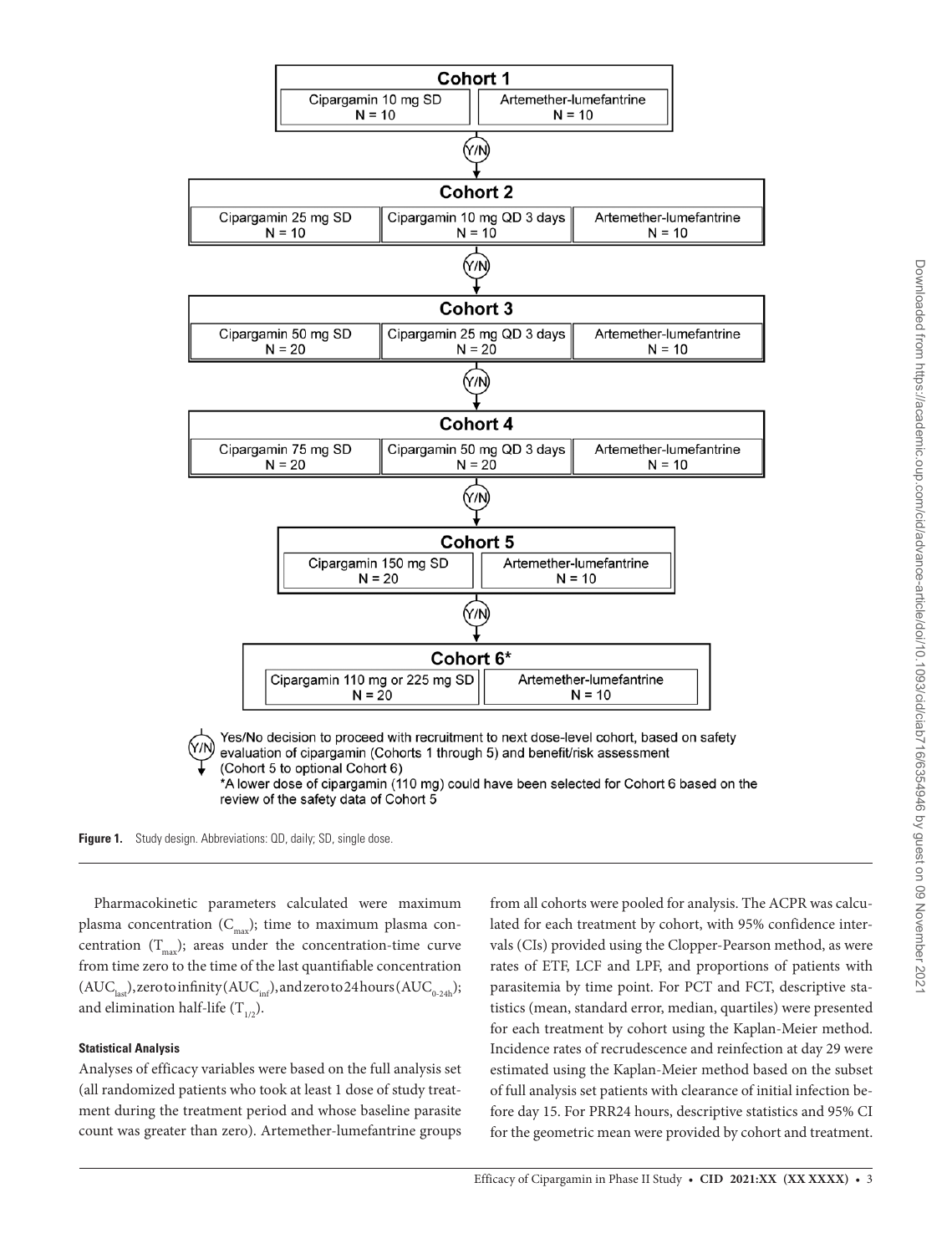**Cohort 1**

| Cipargamin 10 mg SD | Artemether-lumefantrine |
|---|---|
| N = 10 | N = 10 |

(Y/N) ↓

**Cohort 2**

| Cipargamin 25 mg SD | Cipargamin 10 mg QD 3 days | Artemether-lumefantrine |
|---|---|---|
| N = 10 | N = 10 | N = 10 |

(Y/N) ↓

**Cohort 3**

| Cipargamin 50 mg SD | Cipargamin 25 mg QD 3 days | Artemether-lumefantrine |
|---|---|---|
| N = 20 | N = 20 | N = 10 |

(Y/N) ↓

**Cohort 4**

| Cipargamin 75 mg SD | Cipargamin 50 mg QD 3 days | Artemether-lumefantrine |
|---|---|---|
| N = 20 | N = 20 | N = 10 |

(Y/N) ↓

**Cohort 5**

| Cipargamin 150 mg SD | Artemether-lumefantrine |
|---|---|
| N = 20 | N = 10 |

(Y/N) ↓

**Cohort 6***

| Cipargamin 110 mg or 225 mg SD | Artemether-lumefantrine |
|---|---|
| N = 20 | N = 10 |

(Y/N) Yes/No decision to proceed with recruitment to next dose-level cohort, based on safety evaluation of cipargamin (Cohorts 1 through 5) and benefit/risk assessment (Cohort 5 to optional Cohort 6)

*A lower dose of cipargamin (110 mg) could have been selected for Cohort 6 based on the review of the safety data of Cohort 5

**Figure 1.** Study design. Abbreviations: QD, daily; SD, single dose.

Pharmacokinetic parameters calculated were maximum plasma concentration ($C_{max}$); time to maximum plasma concentration ($T_{max}$); areas under the concentration-time curve from time zero to the time of the last quantifiable concentration ($AUC_{last}$), zero to infinity ($AUC_{inf}$), and zero to 24 hours ($AUC_{0\text{-}24h}$); and elimination half-life ($T_{1/2}$).

#### Statistical Analysis

Analyses of efficacy variables were based on the full analysis set (all randomized patients who took at least 1 dose of study treatment during the treatment period and whose baseline parasite count was greater than zero). Artemether-lumefantrine groups from all cohorts were pooled for analysis. The ACPR was calculated for each treatment by cohort, with 95% confidence intervals (CIs) provided using the Clopper-Pearson method, as were rates of ETF, LCF and LPF, and proportions of patients with parasitemia by time point. For PCT and FCT, descriptive statistics (mean, standard error, median, quartiles) were presented for each treatment by cohort using the Kaplan-Meier method. Incidence rates of recrudescence and reinfection at day 29 were estimated using the Kaplan-Meier method based on the subset of full analysis set patients with clearance of initial infection before day 15. For PRR24 hours, descriptive statistics and 95% CI for the geometric mean were provided by cohort and treatment.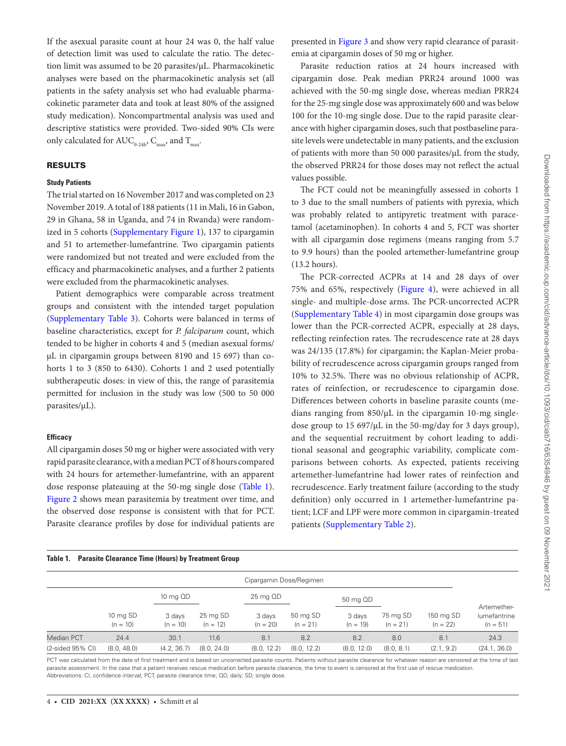If the asexual parasite count at hour 24 was 0, the half value of detection limit was used to calculate the ratio. The detection limit was assumed to be 20 parasites/µL. Pharmacokinetic analyses were based on the pharmacokinetic analysis set (all patients in the safety analysis set who had evaluable pharmacokinetic parameter data and took at least 80% of the assigned study medication). Noncompartmental analysis was used and descriptive statistics were provided. Two-sided 90% CIs were only calculated for $AUC_{0\text{-}24h}$, $C_{max}$, and $T_{max}$.

## RESULTS

### Study Patients

The trial started on 16 November 2017 and was completed on 23 November 2019. A total of 188 patients (11 in Mali, 16 in Gabon, 29 in Ghana, 58 in Uganda, and 74 in Rwanda) were randomized in 5 cohorts (Supplementary Figure 1), 137 to cipargamin and 51 to artemether-lumefantrine. Two cipargamin patients were randomized but not treated and were excluded from the efficacy and pharmacokinetic analyses, and a further 2 patients were excluded from the pharmacokinetic analyses.

Patient demographics were comparable across treatment groups and consistent with the intended target population (Supplementary Table 3). Cohorts were balanced in terms of baseline characteristics, except for *P. falciparum* count, which tended to be higher in cohorts 4 and 5 (median asexual forms/µL in cipargamin groups between 8190 and 15 697) than cohorts 1 to 3 (850 to 6430). Cohorts 1 and 2 used potentially subtherapeutic doses: in view of this, the range of parasitemia permitted for inclusion in the study was low (500 to 50 000 parasites/µL).

### Efficacy

All cipargamin doses 50 mg or higher were associated with very rapid parasite clearance, with a median PCT of 8 hours compared with 24 hours for artemether-lumefantrine, with an apparent dose response plateauing at the 50-mg single dose (Table 1). Figure 2 shows mean parasitemia by treatment over time, and the observed dose response is consistent with that for PCT. Parasite clearance profiles by dose for individual patients are presented in Figure 3 and show very rapid clearance of parasitemia at cipargamin doses of 50 mg or higher.

Parasite reduction ratios at 24 hours increased with cipargamin dose. Peak median PRR24 around 1000 was achieved with the 50-mg single dose, whereas median PRR24 for the 25-mg single dose was approximately 600 and was below 100 for the 10-mg single dose. Due to the rapid parasite clearance with higher cipargamin doses, such that postbaseline parasite levels were undetectable in many patients, and the exclusion of patients with more than 50 000 parasites/µL from the study, the observed PRR24 for those doses may not reflect the actual values possible.

The FCT could not be meaningfully assessed in cohorts 1 to 3 due to the small numbers of patients with pyrexia, which was probably related to antipyretic treatment with paracetamol (acetaminophen). In cohorts 4 and 5, FCT was shorter with all cipargamin dose regimens (means ranging from 5.7 to 9.9 hours) than the pooled artemether-lumefantrine group (13.2 hours).

The PCR-corrected ACPRs at 14 and 28 days of over 75% and 65%, respectively (Figure 4), were achieved in all single- and multiple-dose arms. The PCR-uncorrected ACPR (Supplementary Table 4) in most cipargamin dose groups was lower than the PCR-corrected ACPR, especially at 28 days, reflecting reinfection rates. The recrudescence rate at 28 days was 24/135 (17.8%) for cipargamin; the Kaplan-Meier probability of recrudescence across cipargamin groups ranged from 10% to 32.5%. There was no obvious relationship of ACPR, rates of reinfection, or recrudescence to cipargamin dose. Differences between cohorts in baseline parasite counts (medians ranging from 850/µL in the cipargamin 10-mg single-dose group to 15 697/µL in the 50-mg/day for 3 days group), and the sequential recruitment by cohort leading to additional seasonal and geographic variability, complicate comparisons between cohorts. As expected, patients receiving artemether-lumefantrine had lower rates of reinfection and recrudescence. Early treatment failure (according to the study definition) only occurred in 1 artemether-lumefantrine patient; LCF and LPF were more common in cipargamin-treated patients (Supplementary Table 2).

**Table 1. Parasite Clearance Time (Hours) by Treatment Group**

| | Cipargamin Dose/Regimen | | | | | | | | |
|---|---|---|---|---|---|---|---|---|---|
| | | 10 mg QD | | 25 mg QD | | 50 mg QD | | | |
| | 10 mg SD (n = 10) | 3 days (n = 10) | 25 mg SD (n = 12) | 3 days (n = 20) | 50 mg SD (n = 21) | 3 days (n = 19) | 75 mg SD (n = 21) | 150 mg SD (n = 22) | Artemether-lumefantrine (n = 51) |
| Median PCT | 24.4 | 30.1 | 11.6 | 8.1 | 8.2 | 8.2 | 8.0 | 8.1 | 24.3 |
| (2-sided 95% CI) | (8.0, 48.0) | (4.2, 36.7) | (8.0, 24.0) | (8.0, 12.2) | (8.0, 12.2) | (8.0, 12.0) | (8.0, 8.1) | (2.1, 9.2) | (24.1, 36.0) |

PCT was calculated from the date of first treatment and is based on uncorrected parasite counts. Patients without parasite clearance for whatever reason are censored at the time of last parasite assessment. In the case that a patient receives rescue medication before parasite clearance, the time to event is censored at the first use of rescue medication.
Abbreviations: CI, confidence interval; PCT, parasite clearance time; QD, daily; SD, single dose.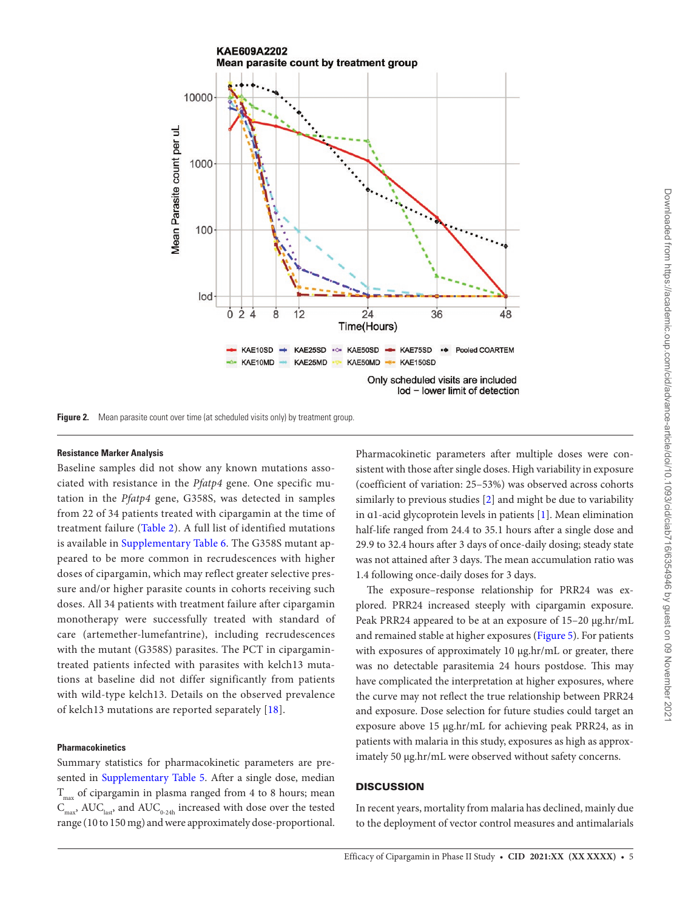Figure 2. Mean parasite count over time (at scheduled visits only) by treatment group.

### Resistance Marker Analysis

Baseline samples did not show any known mutations associated with resistance in the *Pfatp4* gene. One specific mutation in the *Pfatp4* gene, G358S, was detected in samples from 22 of 34 patients treated with cipargamin at the time of treatment failure (Table 2). A full list of identified mutations is available in Supplementary Table 6. The G358S mutant appeared to be more common in recrudescences with higher doses of cipargamin, which may reflect greater selective pressure and/or higher parasite counts in cohorts receiving such doses. All 34 patients with treatment failure after cipargamin monotherapy were successfully treated with standard of care (artemether-lumefantrine), including recrudescences with the mutant (G358S) parasites. The PCT in cipargamin-treated patients infected with parasites with kelch13 mutations at baseline did not differ significantly from patients with wild-type kelch13. Details on the observed prevalence of kelch13 mutations are reported separately [18].

### Pharmacokinetics

Summary statistics for pharmacokinetic parameters are presented in Supplementary Table 5. After a single dose, median $T_{max}$ of cipargamin in plasma ranged from 4 to 8 hours; mean $C_{max}$, $AUC_{last}$, and $AUC_{0\text{-}24h}$ increased with dose over the tested range (10 to 150 mg) and were approximately dose-proportional. Pharmacokinetic parameters after multiple doses were consistent with those after single doses. High variability in exposure (coefficient of variation: 25–53%) was observed across cohorts similarly to previous studies [2] and might be due to variability in α1-acid glycoprotein levels in patients [1]. Mean elimination half-life ranged from 24.4 to 35.1 hours after a single dose and 29.9 to 32.4 hours after 3 days of once-daily dosing; steady state was not attained after 3 days. The mean accumulation ratio was 1.4 following once-daily doses for 3 days.

The exposure–response relationship for PRR24 was explored. PRR24 increased steeply with cipargamin exposure. Peak PRR24 appeared to be at an exposure of 15–20 µg.hr/mL and remained stable at higher exposures (Figure 5). For patients with exposures of approximately 10 µg.hr/mL or greater, there was no detectable parasitemia 24 hours postdose. This may have complicated the interpretation at higher exposures, where the curve may not reflect the true relationship between PRR24 and exposure. Dose selection for future studies could target an exposure above 15 µg.hr/mL for achieving peak PRR24, as in patients with malaria in this study, exposures as high as approximately 50 µg.hr/mL were observed without safety concerns.

## DISCUSSION

In recent years, mortality from malaria has declined, mainly due to the deployment of vector control measures and antimalarials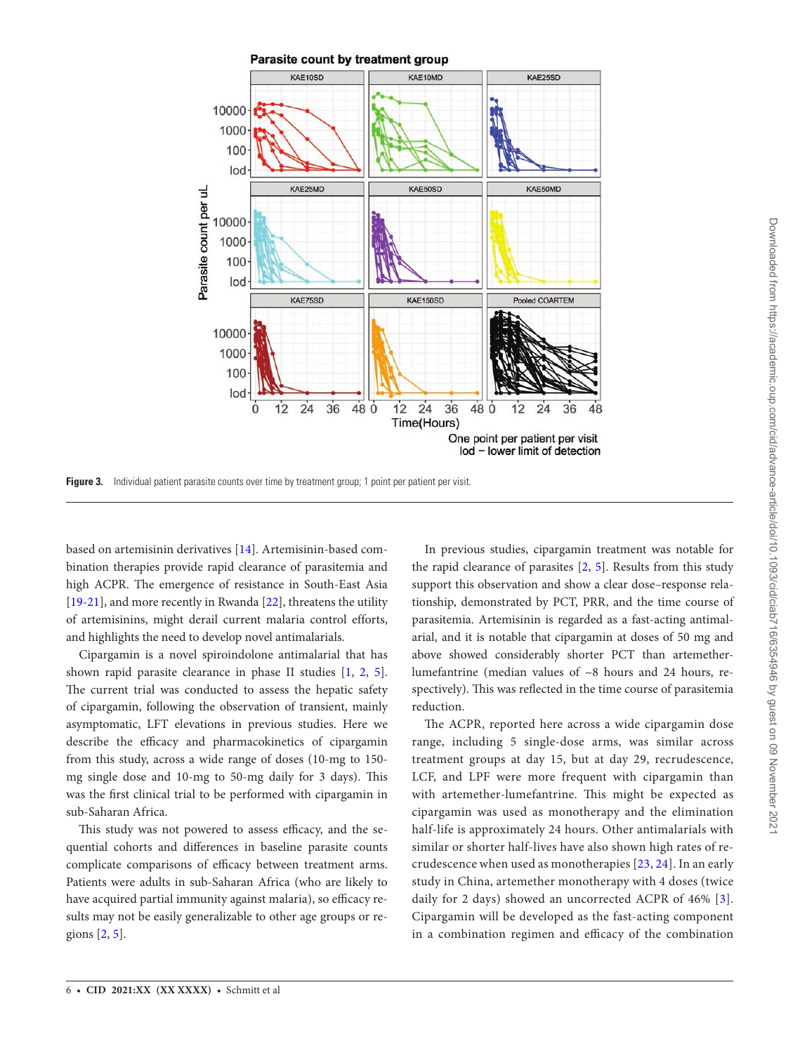Figure 3. Individual patient parasite counts over time by treatment group; 1 point per patient per visit.

based on artemisinin derivatives [14]. Artemisinin-based combination therapies provide rapid clearance of parasitemia and high ACPR. The emergence of resistance in South-East Asia [19-21], and more recently in Rwanda [22], threatens the utility of artemisinins, might derail current malaria control efforts, and highlights the need to develop novel antimalarials.

Cipargamin is a novel spiroindolone antimalarial that has shown rapid parasite clearance in phase II studies [1, 2, 5]. The current trial was conducted to assess the hepatic safety of cipargamin, following the observation of transient, mainly asymptomatic, LFT elevations in previous studies. Here we describe the efficacy and pharmacokinetics of cipargamin from this study, across a wide range of doses (10-mg to 150-mg single dose and 10-mg to 50-mg daily for 3 days). This was the first clinical trial to be performed with cipargamin in sub-Saharan Africa.

This study was not powered to assess efficacy, and the sequential cohorts and differences in baseline parasite counts complicate comparisons of efficacy between treatment arms. Patients were adults in sub-Saharan Africa (who are likely to have acquired partial immunity against malaria), so efficacy results may not be easily generalizable to other age groups or regions [2, 5].

In previous studies, cipargamin treatment was notable for the rapid clearance of parasites [2, 5]. Results from this study support this observation and show a clear dose–response relationship, demonstrated by PCT, PRR, and the time course of parasitemia. Artemisinin is regarded as a fast-acting antimalarial, and it is notable that cipargamin at doses of 50 mg and above showed considerably shorter PCT than artemether-lumefantrine (median values of ~8 hours and 24 hours, respectively). This was reflected in the time course of parasitemia reduction.

The ACPR, reported here across a wide cipargamin dose range, including 5 single-dose arms, was similar across treatment groups at day 15, but at day 29, recrudescence, LCF, and LPF were more frequent with cipargamin than with artemether-lumefantrine. This might be expected as cipargamin was used as monotherapy and the elimination half-life is approximately 24 hours. Other antimalarials with similar or shorter half-lives have also shown high rates of recrudescence when used as monotherapies [23, 24]. In an early study in China, artemether monotherapy with 4 doses (twice daily for 2 days) showed an uncorrected ACPR of 46% [3]. Cipargamin will be developed as the fast-acting component in a combination regimen and efficacy of the combination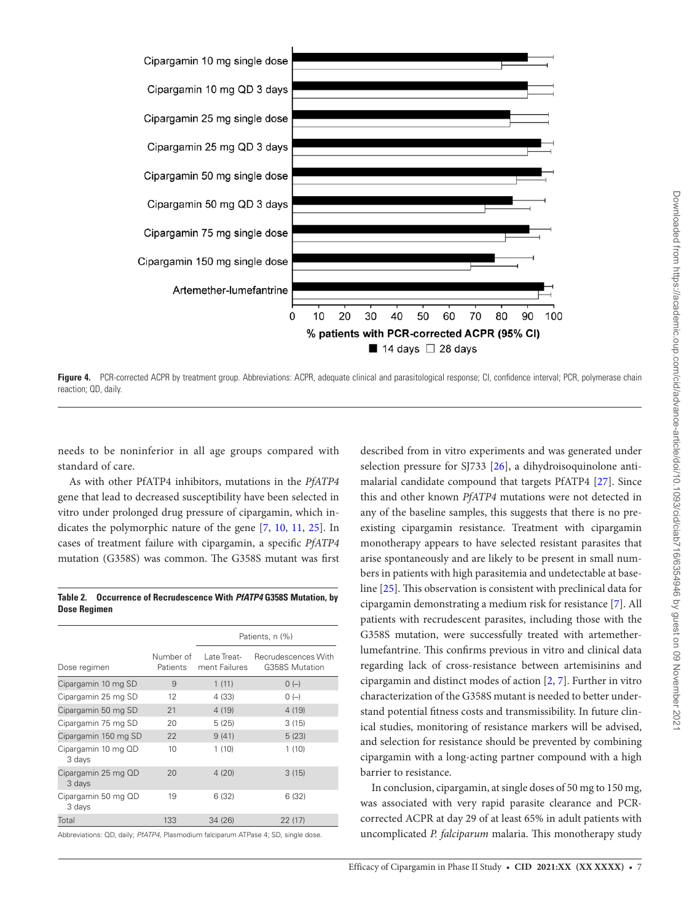**Figure 4.** PCR-corrected ACPR by treatment group. Abbreviations: ACPR, adequate clinical and parasitological response; CI, confidence interval; PCR, polymerase chain reaction; QD, daily.

needs to be noninferior in all age groups compared with standard of care.

As with other PfATP4 inhibitors, mutations in the *PfATP4* gene that lead to decreased susceptibility have been selected in vitro under prolonged drug pressure of cipargamin, which indicates the polymorphic nature of the gene [7, 10, 11, 25]. In cases of treatment failure with cipargamin, a specific *PfATP4* mutation (G358S) was common. The G358S mutant was first described from in vitro experiments and was generated under selection pressure for SJ733 [26], a dihydroisoquinolone antimalarial candidate compound that targets PfATP4 [27]. Since this and other known *PfATP4* mutations were not detected in any of the baseline samples, this suggests that there is no preexisting cipargamin resistance. Treatment with cipargamin monotherapy appears to have selected resistant parasites that arise spontaneously and are likely to be present in small numbers in patients with high parasitemia and undetectable at baseline [25]. This observation is consistent with preclinical data for cipargamin demonstrating a medium risk for resistance [7]. All patients with recrudescent parasites, including those with the G358S mutation, were successfully treated with artemether-lumefantrine. This confirms previous in vitro and clinical data regarding lack of cross-resistance between artemisinins and cipargamin and distinct modes of action [2, 7]. Further in vitro characterization of the G358S mutant is needed to better understand potential fitness costs and transmissibility. In future clinical studies, monitoring of resistance markers will be advised, and selection for resistance should be prevented by combining cipargamin with a long-acting partner compound with a high barrier to resistance.

**Table 2. Occurrence of Recrudescence With *PfATP4* G358S Mutation, by Dose Regimen**

| Dose regimen | Number of Patients | Patients, n (%) | |
|---|---|---|---|
| | | Late Treatment Failures | Recrudescences With G358S Mutation |
| Cipargamin 10 mg SD | 9 | 1 (11) | 0 (–) |
| Cipargamin 25 mg SD | 12 | 4 (33) | 0 (–) |
| Cipargamin 50 mg SD | 21 | 4 (19) | 4 (19) |
| Cipargamin 75 mg SD | 20 | 5 (25) | 3 (15) |
| Cipargamin 150 mg SD | 22 | 9 (41) | 5 (23) |
| Cipargamin 10 mg QD 3 days | 10 | 1 (10) | 1 (10) |
| Cipargamin 25 mg QD 3 days | 20 | 4 (20) | 3 (15) |
| Cipargamin 50 mg QD 3 days | 19 | 6 (32) | 6 (32) |
| Total | 133 | 34 (26) | 22 (17) |

Abbreviations: QD, daily; *PfATP4*, Plasmodium falciparum ATPase 4; SD, single dose.

In conclusion, cipargamin, at single doses of 50 mg to 150 mg, was associated with very rapid parasite clearance and PCR-corrected ACPR at day 29 of at least 65% in adult patients with uncomplicated *P. falciparum* malaria. This monotherapy study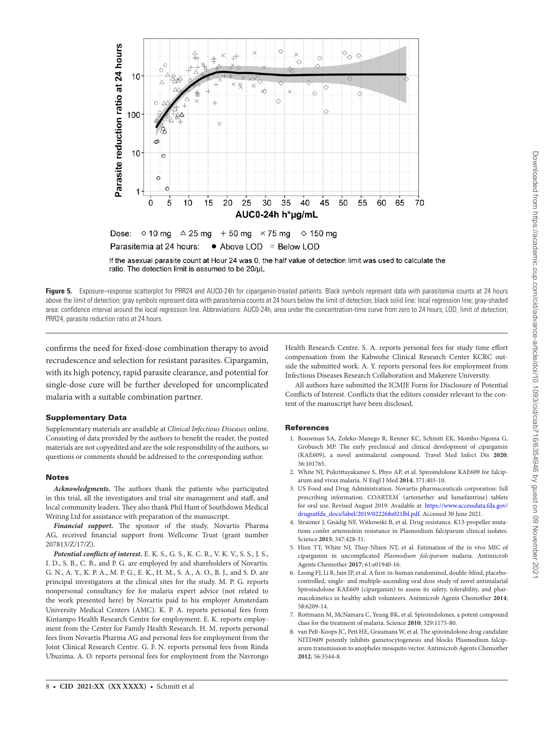Dose: ○ 10 mg △ 25 mg + 50 mg × 75 mg ◇ 150 mg

Parasitemia at 24 hours: ● Above LOD ● Below LOD

If the asexual parasite count at Hour 24 was 0, the half value of detection limit was used to calculate the ratio. The detection limit is assumed to be 20/µL

**Figure 5.** Exposure–response scatterplot for PRR24 and AUC0-24h for cipargamin-treated patients. Black symbols represent data with parasitemia counts at 24 hours above the limit of detection; gray symbols represent data with parasitemia counts at 24 hours below the limit of detection; black solid line: local regression line; gray-shaded area: confidence interval around the local regression line. Abbreviations: AUC0-24h, area under the concentration-time curve from zero to 24 hours; LOD, limit of detection; PRR24, parasite reduction ratio at 24 hours.

confirms the need for fixed-dose combination therapy to avoid recrudescence and selection for resistant parasites. Cipargamin, with its high potency, rapid parasite clearance, and potential for single-dose cure will be further developed for uncomplicated malaria with a suitable combination partner.

## Supplementary Data

Supplementary materials are available at *Clinical Infectious Diseases* online. Consisting of data provided by the authors to benefit the reader, the posted materials are not copyedited and are the sole responsibility of the authors, so questions or comments should be addressed to the corresponding author.

## Notes

***Acknowledgments.*** The authors thank the patients who participated in this trial, all the investigators and trial site management and staff, and local community leaders. They also thank Phil Hunt of Southdown Medical Writing Ltd for assistance with preparation of the manuscript.

***Financial support.*** The sponsor of the study, Novartis Pharma AG, received financial support from Wellcome Trust (grant number 207813/Z/17/Z).

***Potential conflicts of interest.*** E. K. S., G. S., K. C. R., V. K. V., S. S., J. S., I. D., S. B., C. B., and P. G. are employed by and shareholders of Novartis. G. N., A. Y., K. P. A., M. P. G., E. K., H. M., S. A., A. O., B. J., and S. D. are principal investigators at the clinical sites for the study. M. P. G. reports nonpersonal consultancy fee for malaria expert advice (not related to the work presented here) by Novartis paid to his employer Amsterdam University Medical Centers (AMC). K. P. A. reports personal fees from Kintampo Health Research Centre for employment. E. K. reports employment from the Center for Family Health Research. H. M. reports personal fees from Novartis Pharma AG and personal fees for employment from the Joint Clinical Research Centre. G. F. N. reports personal fees from Rinda Ubuzima. A. O. reports personal fees for employment from the Navrongo Health Research Centre. S. A. reports personal fees for study time effort compensation from the Kabwohe Clinical Research Center KCRC outside the submitted work. A. Y. reports personal fees for employment from Infectious Diseases Research Collaboration and Makerere University.

All authors have submitted the ICMJE Form for Disclosure of Potential Conflicts of Interest. Conflicts that the editors consider relevant to the content of the manuscript have been disclosed.

## References

1. Bouwman SA, Zoleko-Manego R, Renner KC, Schmitt EK, Mombo-Ngoma G, Grobusch MP. The early preclinical and clinical development of cipargamin (KAE609), a novel antimalarial compound. Travel Med Infect Dis **2020**; 36:101765.
2. White NJ, Pukrittayakamee S, Phyo AP, et al. Spiroindolone KAE609 for falciparum and vivax malaria. N Engl J Med **2014**; 371:403-10.
3. US Food and Drug Administration. Novartis pharmaceuticals corporation: full prescribing information. COARTEM® (artemether and lumefantrine) tablets for oral use. Revised August 2019. Available at: https://www.accessdata.fda.gov/drugsatfda_docs/label/2019/022268s021lbl.pdf. Accessed 30 June 2021.
4. Straimer J, Gnädig NF, Witkowski B, et al. Drug resistance. K13-propeller mutations confer artemisinin resistance in Plasmodium falciparum clinical isolates. Science **2015**; 347:428-31.
5. Hien TT, White NJ, Thuy-Nhien NT, et al. Estimation of the in vivo MIC of cipargamin in uncomplicated *Plasmodium falciparum* malaria. Antimicrob Agents Chemother **2017**; 61:e01940-16.
6. Leong FJ, Li R, Jain JP, et al. A first-in-human randomized, double-blind, placebo-controlled, single- and multiple-ascending oral dose study of novel antimalarial Spiroindolone KAE609 (cipargamin) to assess its safety, tolerability, and pharmacokinetics in healthy adult volunteers. Antimicrob Agents Chemother **2014**; 58:6209-14.
7. Rottmann M, McNamara C, Yeung BK, et al. Spiroindolones, a potent compound class for the treatment of malaria. Science **2010**; 329:1175-80.
8. van Pelt-Koops JC, Pett HE, Graumans W, et al. The spiroindolone drug candidate NITD609 potently inhibits gametocytogenesis and blocks Plasmodium falciparum transmission to anopheles mosquito vector. Antimicrob Agents Chemother **2012**; 56:3544-8.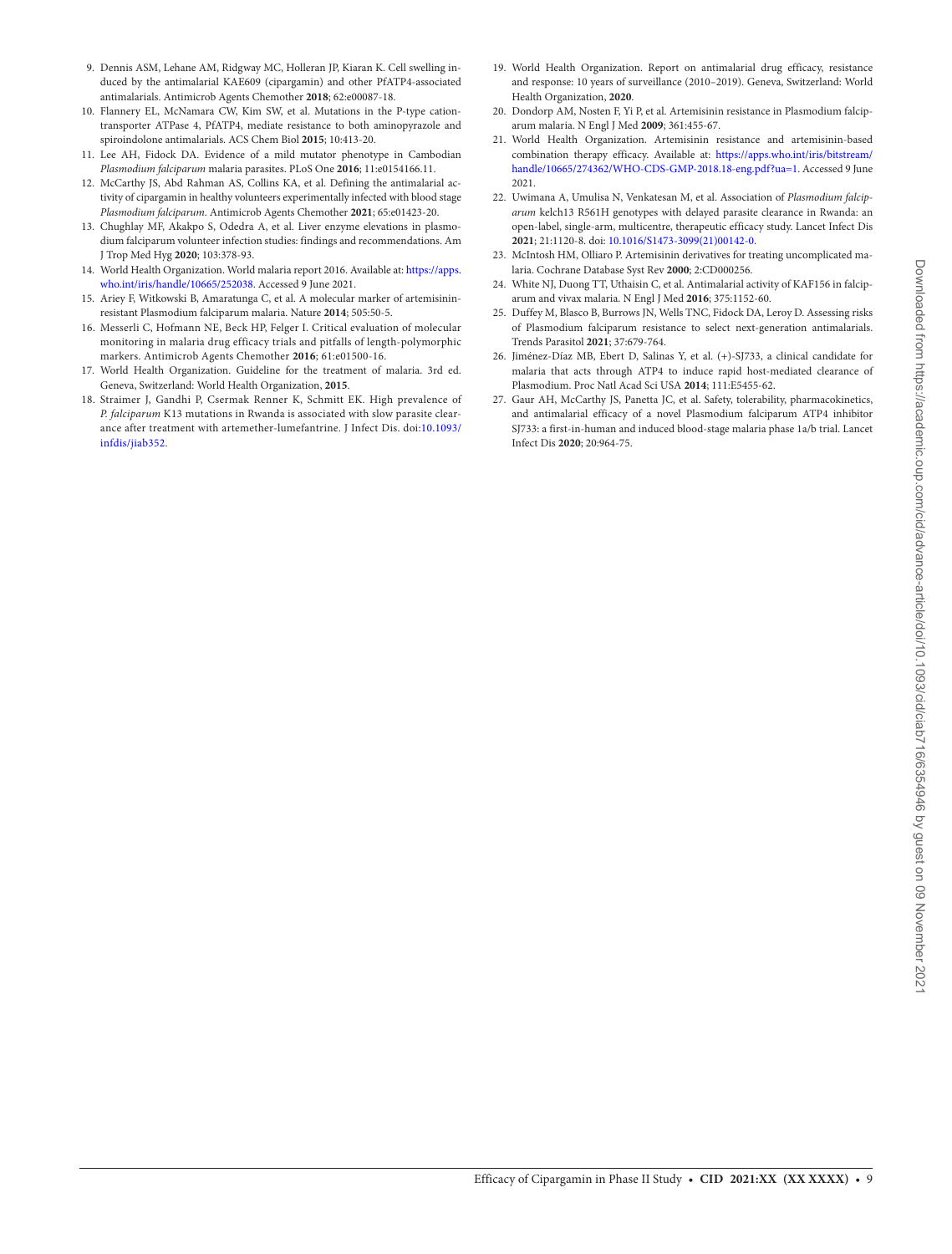9. Dennis ASM, Lehane AM, Ridgway MC, Holleran JP, Kiaran K. Cell swelling induced by the antimalarial KAE609 (cipargamin) and other PfATP4-associated antimalarials. Antimicrob Agents Chemother **2018**; 62:e00087-18.
10. Flannery EL, McNamara CW, Kim SW, et al. Mutations in the P-type cation-transporter ATPase 4, PfATP4, mediate resistance to both aminopyrazole and spiroindolone antimalarials. ACS Chem Biol **2015**; 10:413-20.
11. Lee AH, Fidock DA. Evidence of a mild mutator phenotype in Cambodian *Plasmodium falciparum* malaria parasites. PLoS One **2016**; 11:e0154166.11.
12. McCarthy JS, Abd Rahman AS, Collins KA, et al. Defining the antimalarial activity of cipargamin in healthy volunteers experimentally infected with blood stage *Plasmodium falciparum*. Antimicrob Agents Chemother **2021**; 65:e01423-20.
13. Chughlay MF, Akakpo S, Odedra A, et al. Liver enzyme elevations in plasmodium falciparum volunteer infection studies: findings and recommendations. Am J Trop Med Hyg **2020**; 103:378-93.
14. World Health Organization. World malaria report 2016. Available at: https://apps.who.int/iris/handle/10665/252038. Accessed 9 June 2021.
15. Ariey F, Witkowski B, Amaratunga C, et al. A molecular marker of artemisinin-resistant Plasmodium falciparum malaria. Nature **2014**; 505:50-5.
16. Messerli C, Hofmann NE, Beck HP, Felger I. Critical evaluation of molecular monitoring in malaria drug efficacy trials and pitfalls of length-polymorphic markers. Antimicrob Agents Chemother **2016**; 61:e01500-16.
17. World Health Organization. Guideline for the treatment of malaria. 3rd ed. Geneva, Switzerland: World Health Organization, **2015**.
18. Straimer J, Gandhi P, Csermak Renner K, Schmitt EK. High prevalence of *P. falciparum* K13 mutations in Rwanda is associated with slow parasite clearance after treatment with artemether-lumefantrine. J Infect Dis. doi:10.1093/infdis/jiab352.
19. World Health Organization. Report on antimalarial drug efficacy, resistance and response: 10 years of surveillance (2010–2019). Geneva, Switzerland: World Health Organization, **2020**.
20. Dondorp AM, Nosten F, Yi P, et al. Artemisinin resistance in Plasmodium falciparum malaria. N Engl J Med **2009**; 361:455-67.
21. World Health Organization. Artemisinin resistance and artemisinin-based combination therapy efficacy. Available at: https://apps.who.int/iris/bitstream/handle/10665/274362/WHO-CDS-GMP-2018.18-eng.pdf?ua=1. Accessed 9 June 2021.
22. Uwimana A, Umulisa N, Venkatesan M, et al. Association of *Plasmodium falciparum* kelch13 R561H genotypes with delayed parasite clearance in Rwanda: an open-label, single-arm, multicentre, therapeutic efficacy study. Lancet Infect Dis **2021**; 21:1120-8. doi: 10.1016/S1473-3099(21)00142-0.
23. McIntosh HM, Olliaro P. Artemisinin derivatives for treating uncomplicated malaria. Cochrane Database Syst Rev **2000**; 2:CD000256.
24. White NJ, Duong TT, Uthaisin C, et al. Antimalarial activity of KAF156 in falciparum and vivax malaria. N Engl J Med **2016**; 375:1152-60.
25. Duffey M, Blasco B, Burrows JN, Wells TNC, Fidock DA, Leroy D. Assessing risks of Plasmodium falciparum resistance to select next-generation antimalarials. Trends Parasitol **2021**; 37:679-764.
26. Jiménez-Díaz MB, Ebert D, Salinas Y, et al. (+)-SJ733, a clinical candidate for malaria that acts through ATP4 to induce rapid host-mediated clearance of Plasmodium. Proc Natl Acad Sci USA **2014**; 111:E5455-62.
27. Gaur AH, McCarthy JS, Panetta JC, et al. Safety, tolerability, pharmacokinetics, and antimalarial efficacy of a novel Plasmodium falciparum ATP4 inhibitor SJ733: a first-in-human and induced blood-stage malaria phase 1a/b trial. Lancet Infect Dis **2020**; 20:964-75.